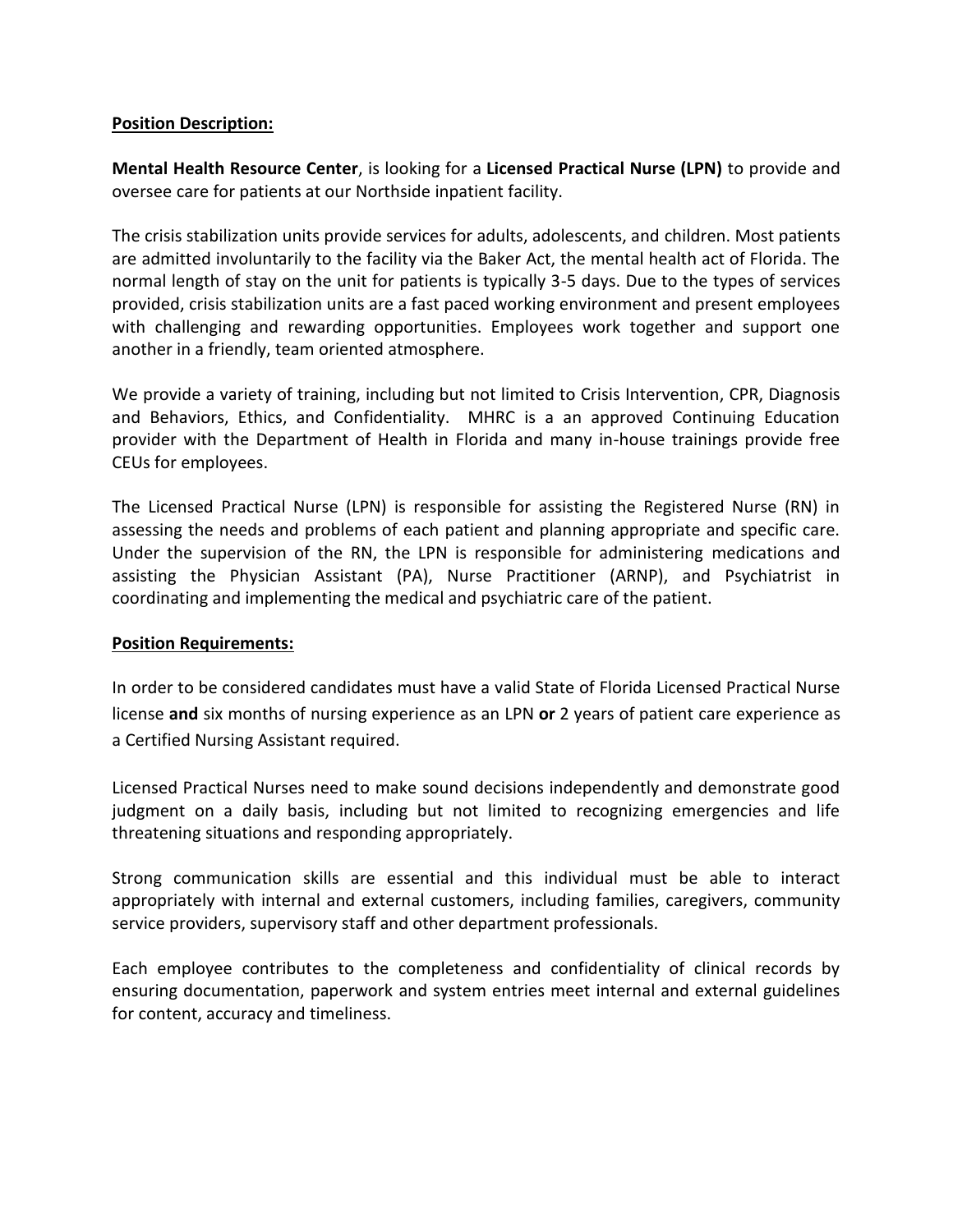**Position Description:**

**Mental Health Resource Center**, is looking for a **Licensed Practical Nurse (LPN)** to provide and oversee care for patients at our Northside inpatient facility.

The crisis stabilization units provide services for adults, adolescents, and children. Most patients are admitted involuntarily to the facility via the Baker Act, the mental health act of Florida. The normal length of stay on the unit for patients is typically 3-5 days. Due to the types of services provided, crisis stabilization units are a fast paced working environment and present employees with challenging and rewarding opportunities. Employees work together and support one another in a friendly, team oriented atmosphere.

We provide a variety of training, including but not limited to Crisis Intervention, CPR, Diagnosis and Behaviors, Ethics, and Confidentiality. MHRC is a an approved Continuing Education provider with the Department of Health in Florida and many in-house trainings provide free CEUs for employees.

The Licensed Practical Nurse (LPN) is responsible for assisting the Registered Nurse (RN) in assessing the needs and problems of each patient and planning appropriate and specific care. Under the supervision of the RN, the LPN is responsible for administering medications and assisting the Physician Assistant (PA), Nurse Practitioner (ARNP), and Psychiatrist in coordinating and implementing the medical and psychiatric care of the patient.

**Position Requirements:**

In order to be considered candidates must have a valid State of Florida Licensed Practical Nurse license **and** six months of nursing experience as an LPN **or** 2 years of patient care experience as a Certified Nursing Assistant required.

Licensed Practical Nurses need to make sound decisions independently and demonstrate good judgment on a daily basis, including but not limited to recognizing emergencies and life threatening situations and responding appropriately.

Strong communication skills are essential and this individual must be able to interact appropriately with internal and external customers, including families, caregivers, community service providers, supervisory staff and other department professionals.

Each employee contributes to the completeness and confidentiality of clinical records by ensuring documentation, paperwork and system entries meet internal and external guidelines for content, accuracy and timeliness.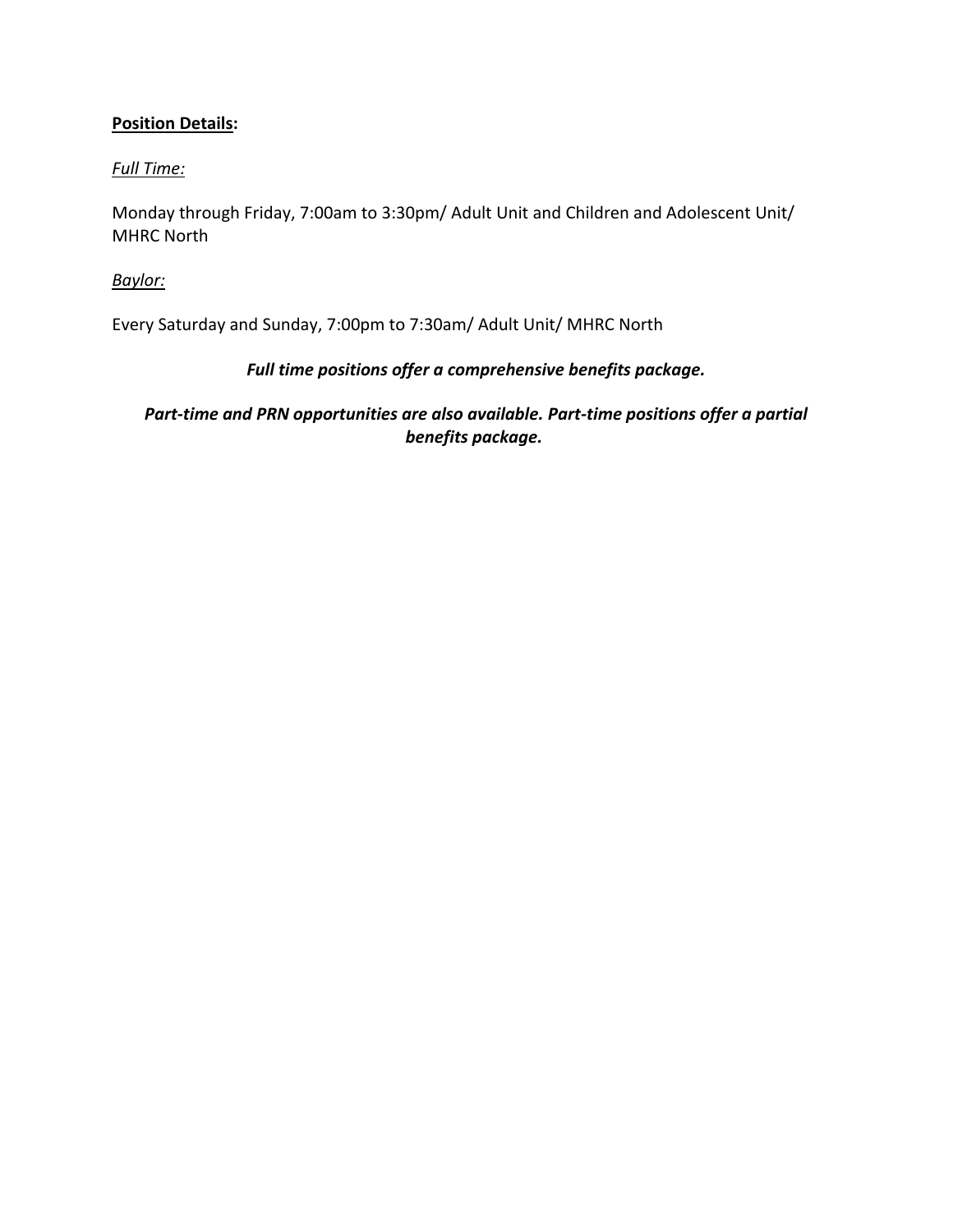**Position Details:**

*Full Time:*

Monday through Friday, 7:00am to 3:30pm/ Adult Unit and Children and Adolescent Unit/ MHRC North

*Baylor:*

Every Saturday and Sunday, 7:00pm to 7:30am/ Adult Unit/ MHRC North

***Full time positions offer a comprehensive benefits package.***

***Part-time and PRN opportunities are also available. Part-time positions offer a partial benefits package.***